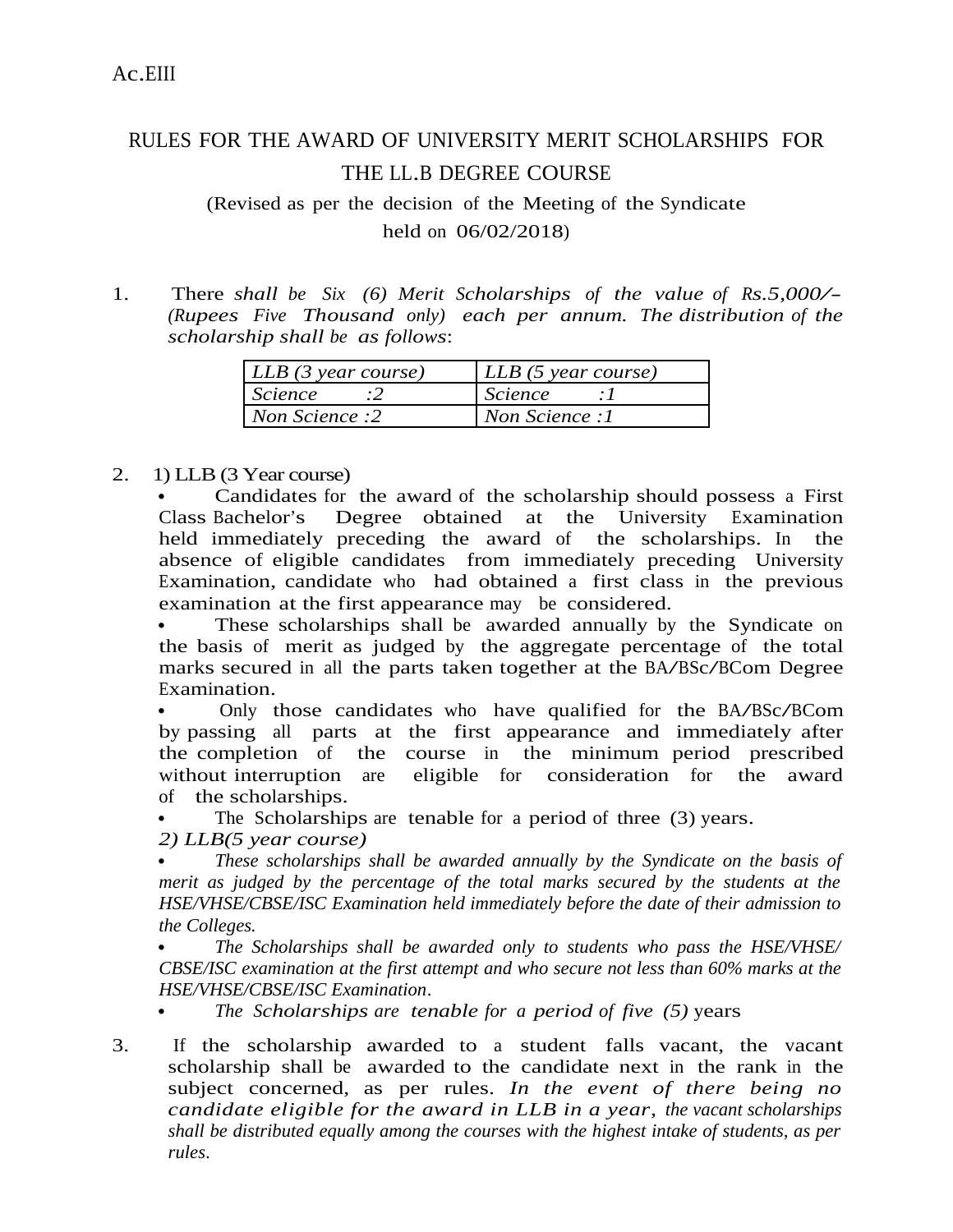Ac.EIII

# RULES FOR THE AWARD OF UNIVERSITY MERIT SCHOLARSHIPS FOR THE LL.B DEGREE COURSE

(Revised as per the decision of the Meeting of the Syndicate held on 06/02/2018)

1. There *shall be Six (6) Merit Scholarships of the value of Rs.5,000/- (Rupees Five Thousand only) each per annum. The distribution of the scholarship shall be as follows*:

| *LLB (3 year course)* | *LLB (5 year course)* |
|---|---|
| *Science :2* | *Science :1* |
| *Non Science :2* | *Non Science :1* |

2. 1) LLB (3 Year course)
   - Candidates for the award of the scholarship should possess a First Class Bachelor's Degree obtained at the University Examination held immediately preceding the award of the scholarships. In the absence of eligible candidates from immediately preceding University Examination, candidate who had obtained a first class in the previous examination at the first appearance may be considered.
   - These scholarships shall be awarded annually by the Syndicate on the basis of merit as judged by the aggregate percentage of the total marks secured in all the parts taken together at the BA/BSc/BCom Degree Examination.
   - Only those candidates who have qualified for the BA/BSc/BCom by passing all parts at the first appearance and immediately after the completion of the course in the minimum period prescribed without interruption are eligible for consideration for the award of the scholarships.
   - The Scholarships are tenable for a period of three (3) years.

   *2) LLB(5 year course)*
   - *These scholarships shall be awarded annually by the Syndicate on the basis of merit as judged by the percentage of the total marks secured by the students at the HSE/VHSE/CBSE/ISC Examination held immediately before the date of their admission to the Colleges.*
   - *The Scholarships shall be awarded only to students who pass the HSE/VHSE/ CBSE/ISC examination at the first attempt and who secure not less than 60% marks at the HSE/VHSE/CBSE/ISC Examination*.
   - *The Scholarships are tenable for a period of five (5)* years

3. If the scholarship awarded to a student falls vacant, the vacant scholarship shall be awarded to the candidate next in the rank in the subject concerned, as per rules. *In the event of there being no candidate eligible for the award in LLB in a year, the vacant scholarships shall be distributed equally among the courses with the highest intake of students, as per rules.*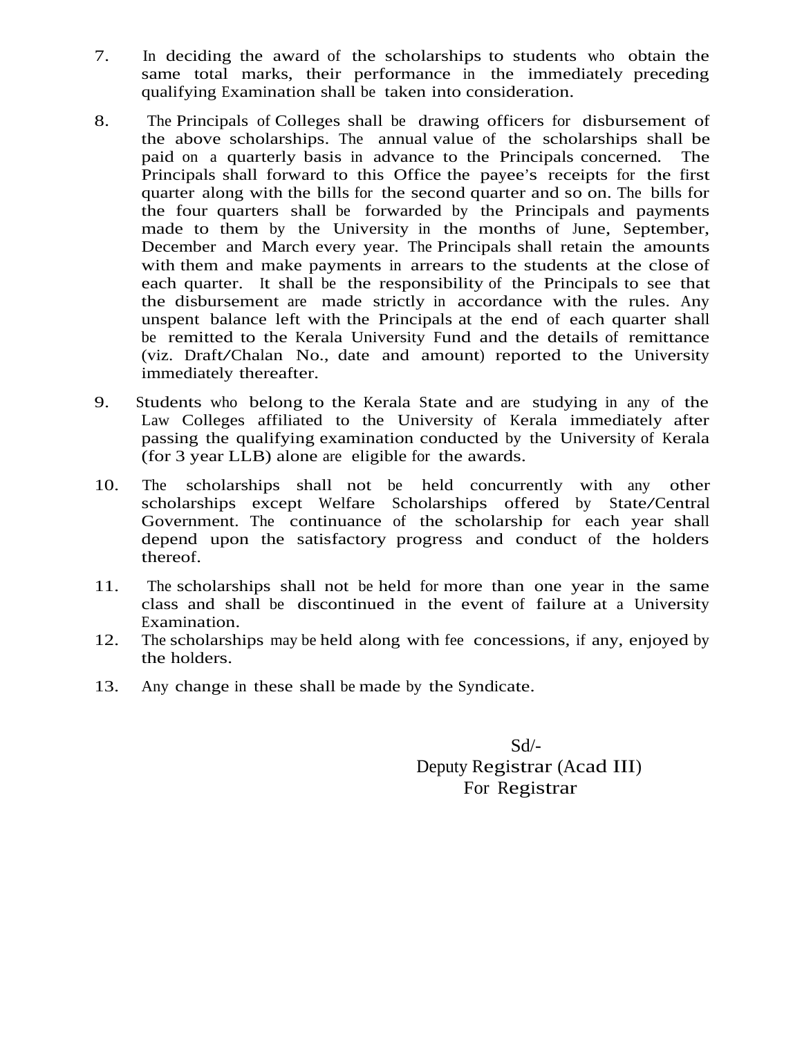7. In deciding the award of the scholarships to students who obtain the same total marks, their performance in the immediately preceding qualifying Examination shall be taken into consideration.

8. The Principals of Colleges shall be drawing officers for disbursement of the above scholarships. The annual value of the scholarships shall be paid on a quarterly basis in advance to the Principals concerned. The Principals shall forward to this Office the payee's receipts for the first quarter along with the bills for the second quarter and so on. The bills for the four quarters shall be forwarded by the Principals and payments made to them by the University in the months of June, September, December and March every year. The Principals shall retain the amounts with them and make payments in arrears to the students at the close of each quarter. It shall be the responsibility of the Principals to see that the disbursement are made strictly in accordance with the rules. Any unspent balance left with the Principals at the end of each quarter shall be remitted to the Kerala University Fund and the details of remittance (viz. Draft/Chalan No., date and amount) reported to the University immediately thereafter.

9. Students who belong to the Kerala State and are studying in any of the Law Colleges affiliated to the University of Kerala immediately after passing the qualifying examination conducted by the University of Kerala (for 3 year LLB) alone are eligible for the awards.

10. The scholarships shall not be held concurrently with any other scholarships except Welfare Scholarships offered by State/Central Government. The continuance of the scholarship for each year shall depend upon the satisfactory progress and conduct of the holders thereof.

11. The scholarships shall not be held for more than one year in the same class and shall be discontinued in the event of failure at a University Examination.

12. The scholarships may be held along with fee concessions, if any, enjoyed by the holders.

13. Any change in these shall be made by the Syndicate.

Sd/-
Deputy Registrar (Acad III)
For Registrar